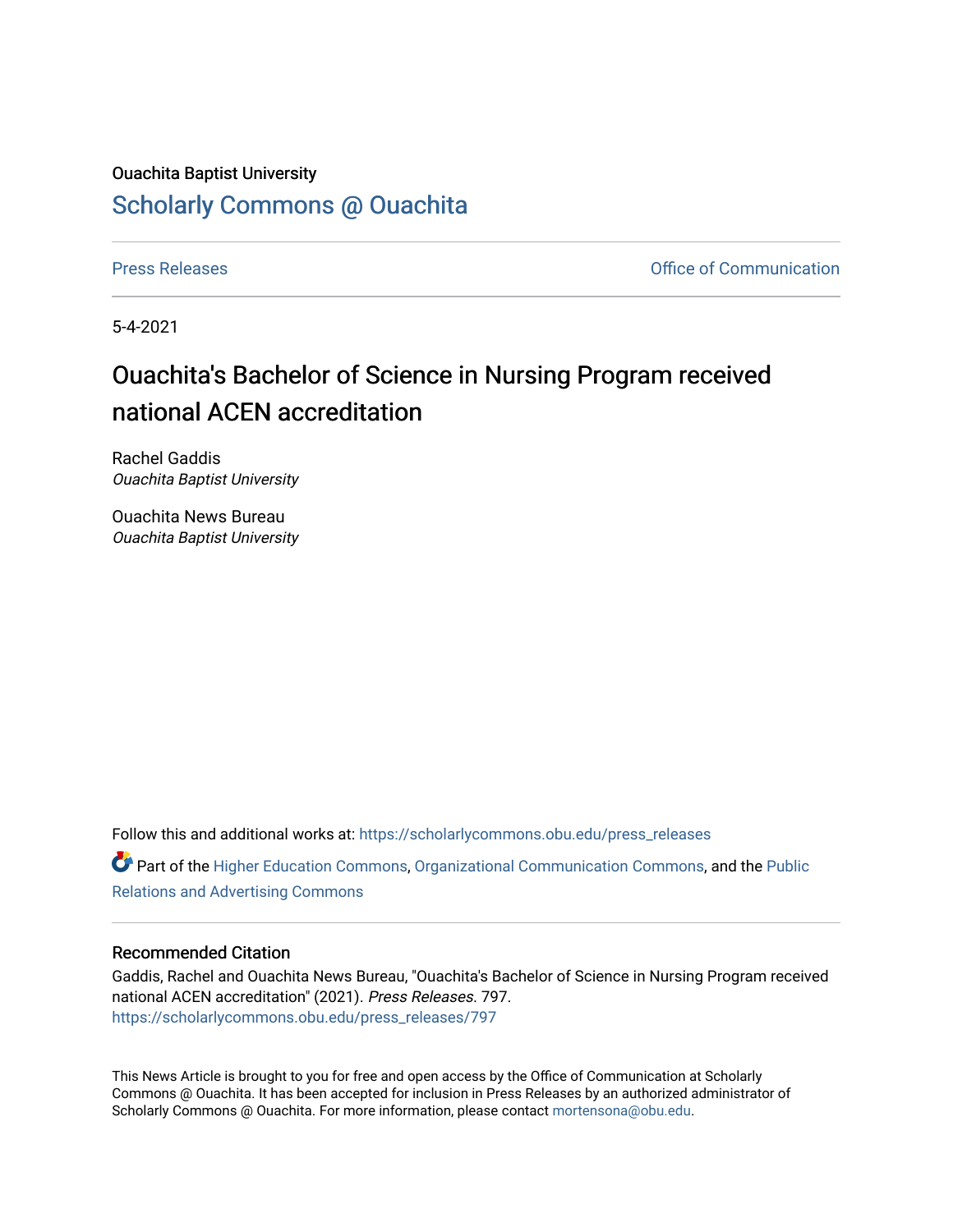Ouachita Baptist University

## Scholarly Commons @ Ouachita

Press Releases | Office of Communication

5-4-2021

# Ouachita's Bachelor of Science in Nursing Program received national ACEN accreditation

Rachel Gaddis
*Ouachita Baptist University*

Ouachita News Bureau
*Ouachita Baptist University*

Follow this and additional works at: https://scholarlycommons.obu.edu/press_releases

Part of the Higher Education Commons, Organizational Communication Commons, and the Public Relations and Advertising Commons

### Recommended Citation

Gaddis, Rachel and Ouachita News Bureau, "Ouachita's Bachelor of Science in Nursing Program received national ACEN accreditation" (2021). *Press Releases*. 797.
https://scholarlycommons.obu.edu/press_releases/797

This News Article is brought to you for free and open access by the Office of Communication at Scholarly Commons @ Ouachita. It has been accepted for inclusion in Press Releases by an authorized administrator of Scholarly Commons @ Ouachita. For more information, please contact mortensona@obu.edu.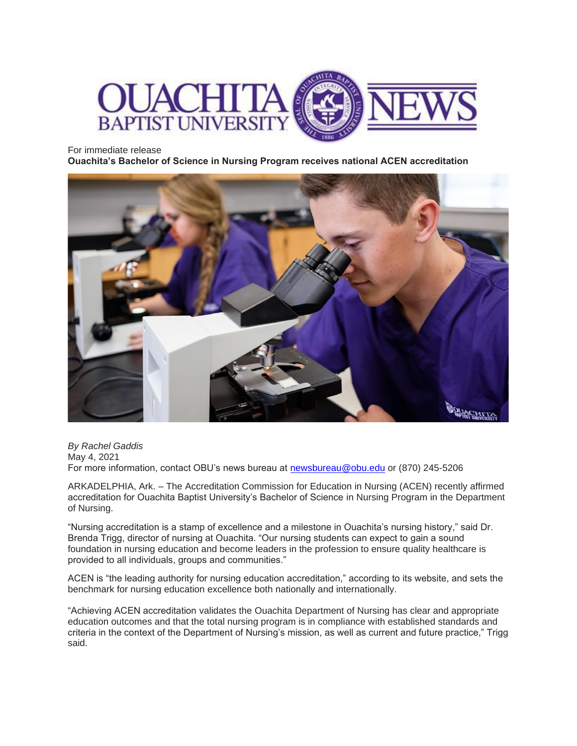For immediate release

**Ouachita's Bachelor of Science in Nursing Program receives national ACEN accreditation**

*By Rachel Gaddis*
May 4, 2021
For more information, contact OBU's news bureau at newsbureau@obu.edu or (870) 245-5206

ARKADELPHIA, Ark. – The Accreditation Commission for Education in Nursing (ACEN) recently affirmed accreditation for Ouachita Baptist University's Bachelor of Science in Nursing Program in the Department of Nursing.

"Nursing accreditation is a stamp of excellence and a milestone in Ouachita's nursing history," said Dr. Brenda Trigg, director of nursing at Ouachita. "Our nursing students can expect to gain a sound foundation in nursing education and become leaders in the profession to ensure quality healthcare is provided to all individuals, groups and communities."

ACEN is "the leading authority for nursing education accreditation," according to its website, and sets the benchmark for nursing education excellence both nationally and internationally.

"Achieving ACEN accreditation validates the Ouachita Department of Nursing has clear and appropriate education outcomes and that the total nursing program is in compliance with established standards and criteria in the context of the Department of Nursing's mission, as well as current and future practice," Trigg said.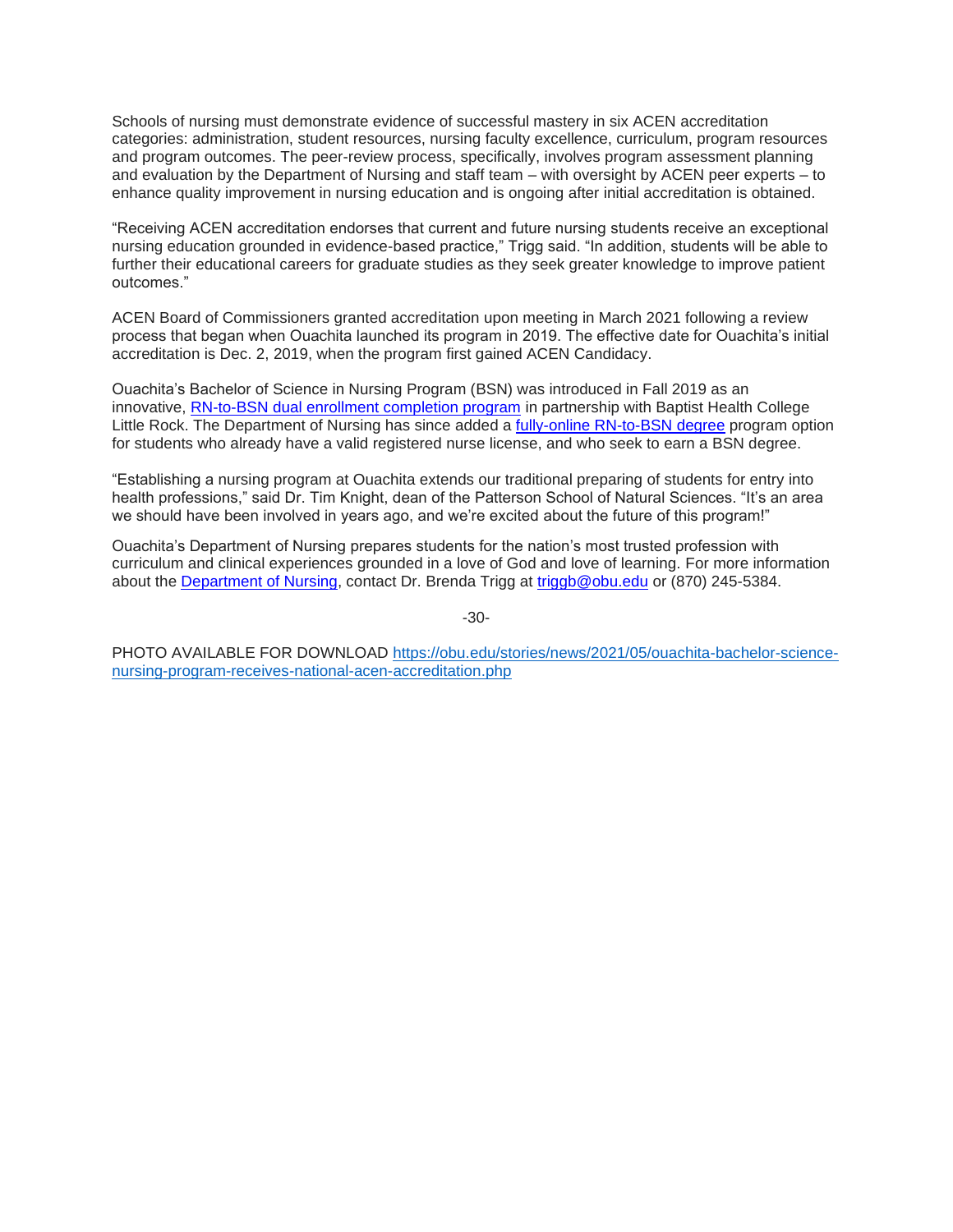Schools of nursing must demonstrate evidence of successful mastery in six ACEN accreditation categories: administration, student resources, nursing faculty excellence, curriculum, program resources and program outcomes. The peer-review process, specifically, involves program assessment planning and evaluation by the Department of Nursing and staff team – with oversight by ACEN peer experts – to enhance quality improvement in nursing education and is ongoing after initial accreditation is obtained.

"Receiving ACEN accreditation endorses that current and future nursing students receive an exceptional nursing education grounded in evidence-based practice," Trigg said. "In addition, students will be able to further their educational careers for graduate studies as they seek greater knowledge to improve patient outcomes."

ACEN Board of Commissioners granted accreditation upon meeting in March 2021 following a review process that began when Ouachita launched its program in 2019. The effective date for Ouachita's initial accreditation is Dec. 2, 2019, when the program first gained ACEN Candidacy.

Ouachita's Bachelor of Science in Nursing Program (BSN) was introduced in Fall 2019 as an innovative, RN-to-BSN dual enrollment completion program in partnership with Baptist Health College Little Rock. The Department of Nursing has since added a fully-online RN-to-BSN degree program option for students who already have a valid registered nurse license, and who seek to earn a BSN degree.

"Establishing a nursing program at Ouachita extends our traditional preparing of students for entry into health professions," said Dr. Tim Knight, dean of the Patterson School of Natural Sciences. "It's an area we should have been involved in years ago, and we're excited about the future of this program!"

Ouachita's Department of Nursing prepares students for the nation's most trusted profession with curriculum and clinical experiences grounded in a love of God and love of learning. For more information about the Department of Nursing, contact Dr. Brenda Trigg at triggb@obu.edu or (870) 245-5384.

-30-

PHOTO AVAILABLE FOR DOWNLOAD https://obu.edu/stories/news/2021/05/ouachita-bachelor-science-nursing-program-receives-national-acen-accreditation.php